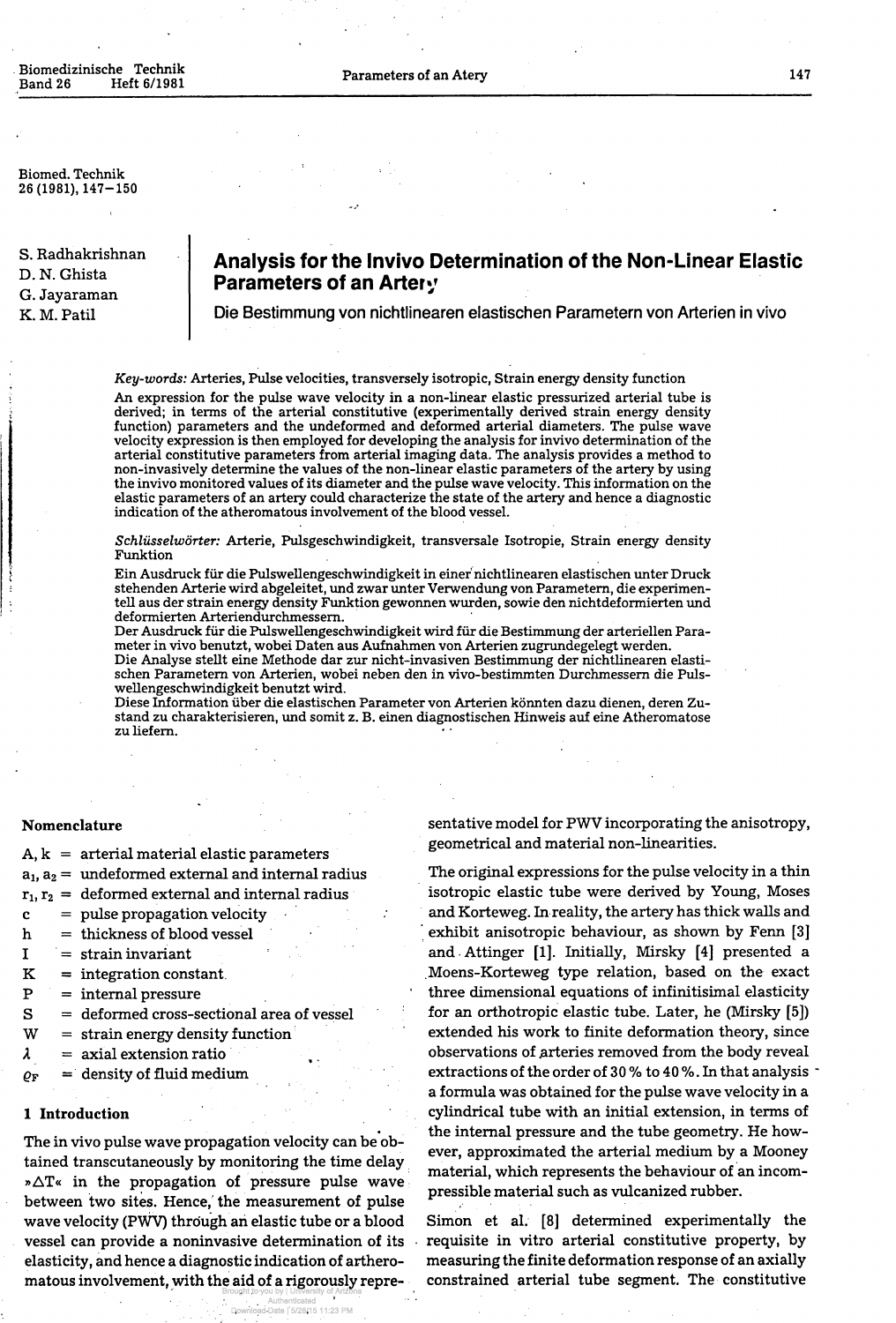Biomed. Technik
26 (1981), 147–150

S. Radhakrishnan
D. N. Ghista
G. Jayaraman
K. M. Patil

# Analysis for the Invivo Determination of the Non-Linear Elastic Parameters of an Artery

Die Bestimmung von nichtlinearen elastischen Parametern von Arterien in vivo

*Key-words:* Arteries, Pulse velocities, transversely isotropic, Strain energy density function

An expression for the pulse wave velocity in a non-linear elastic pressurized arterial tube is derived; in terms of the arterial constitutive (experimentally derived strain energy density function) parameters and the undeformed and deformed arterial diameters. The pulse wave velocity expression is then employed for developing the analysis for invivo determination of the arterial constitutive parameters from arterial imaging data. The analysis provides a method to non-invasively determine the values of the non-linear elastic parameters of the artery by using the invivo monitored values of its diameter and the pulse wave velocity. This information on the elastic parameters of an artery could characterize the state of the artery and hence a diagnostic indication of the atheromatous involvement of the blood vessel.

*Schlüsselwörter:* Arterie, Pulsgeschwindigkeit, transversale Isotropie, Strain energy density Funktion

Ein Ausdruck für die Pulswellengeschwindigkeit in einer nichtlinearen elastischen unter Druck stehenden Arterie wird abgeleitet, und zwar unter Verwendung von Parametern, die experimentell aus der strain energy density Funktion gewonnen wurden, sowie den nichtdeformierten und deformierten Arteriendurchmessern.
Der Ausdruck für die Pulswellengeschwindigkeit wird für die Bestimmung der arteriellen Parameter in vivo benutzt, wobei Daten aus Aufnahmen von Arterien zugrundegelegt werden.
Die Analyse stellt eine Methode dar zur nicht-invasiven Bestimmung der nichtlinearen elastischen Parameter von Arterien, wobei neben den in vivo-bestimmten Durchmessern die Pulswellengeschwindigkeit benutzt wird.
Diese Information über die elastischen Parameter von Arterien könnten dazu dienen, deren Zustand zu charakterisieren, und somit z. B. einen diagnostischen Hinweis auf eine Atheromatose zu liefern.

## Nomenclature

- $A, k$ = arterial material elastic parameters
- $a_1, a_2$ = undeformed external and internal radius
- $r_1, r_2$ = deformed external and internal radius
- $c$ = pulse propagation velocity
- $h$ = thickness of blood vessel
- $I$ = strain invariant
- $K$ = integration constant
- $P$ = internal pressure
- $S$ = deformed cross-sectional area of vessel
- $W$ = strain energy density function
- $\lambda$ = axial extension ratio
- $\varrho_F$ = density of fluid medium

## 1 Introduction

The in vivo pulse wave propagation velocity can be obtained transcutaneously by monitoring the time delay »ΔT« in the propagation of pressure pulse wave between two sites. Hence, the measurement of pulse wave velocity (PWV) through an elastic tube or a blood vessel can provide a noninvasive determination of its elasticity, and hence a diagnostic indication of artheromatous involvement, with the aid of a rigorously representative model for PWV incorporating the anisotropy, geometrical and material non-linearities.

The original expressions for the pulse velocity in a thin isotropic elastic tube were derived by Young, Moses and Korteweg. In reality, the artery has thick walls and exhibit anisotropic behaviour, as shown by Fenn [3] and Attinger [1]. Initially, Mirsky [4] presented a Moens-Korteweg type relation, based on the exact three dimensional equations of infinitisimal elasticity for an orthotropic elastic tube. Later, he (Mirsky [5]) extended his work to finite deformation theory, since observations of arteries removed from the body reveal extractions of the order of 30 % to 40 %. In that analysis a formula was obtained for the pulse wave velocity in a cylindrical tube with an initial extension, in terms of the internal pressure and the tube geometry. He however, approximated the arterial medium by a Mooney material, which represents the behaviour of an incompressible material such as vulcanized rubber.

Simon et al. [8] determined experimentally the requisite in vitro arterial constitutive property, by measuring the finite deformation response of an axially constrained arterial tube segment. The constitutive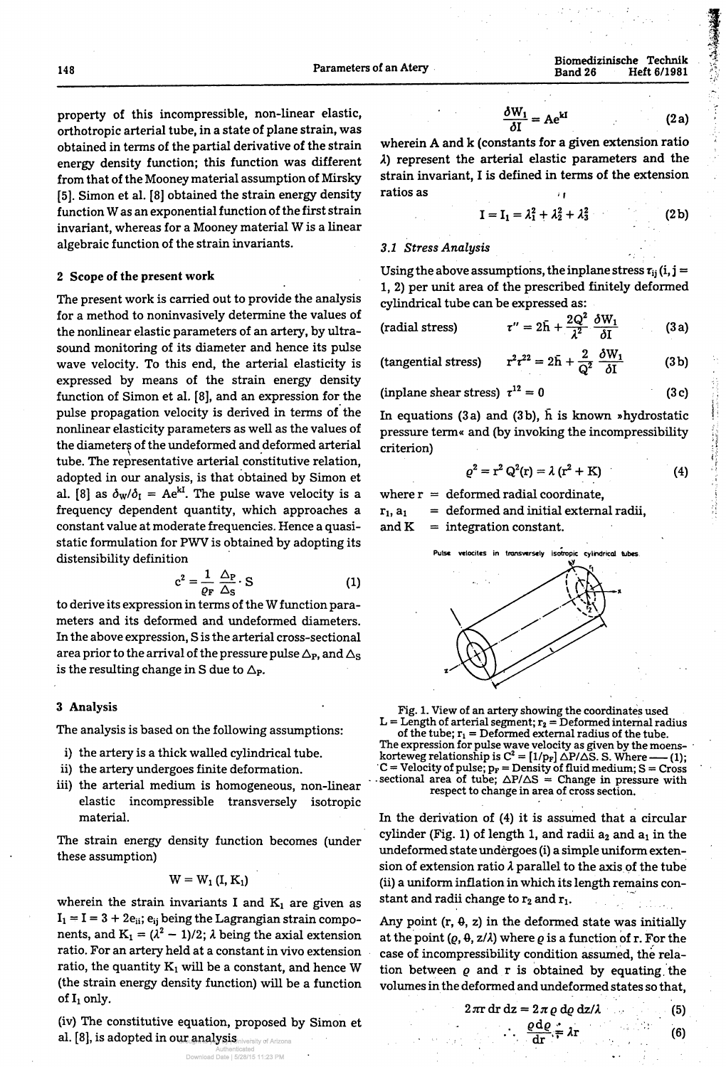property of this incompressible, non-linear elastic, orthotropic arterial tube, in a state of plane strain, was obtained in terms of the partial derivative of the strain energy density function; this function was different from that of the Mooney material assumption of Mirsky [5]. Simon et al. [8] obtained the strain energy density function W as an exponential function of the first strain invariant, whereas for a Mooney material W is a linear algebraic function of the strain invariants.

## 2 Scope of the present work

The present work is carried out to provide the analysis for a method to noninvasively determine the values of the nonlinear elastic parameters of an artery, by ultrasound monitoring of its diameter and hence its pulse wave velocity. To this end, the arterial elasticity is expressed by means of the strain energy density function of Simon et al. [8], and an expression for the pulse propagation velocity is derived in terms of the nonlinear elasticity parameters as well as the values of the diameters of the undeformed and deformed arterial tube. The representative arterial constitutive relation, adopted in our analysis, is that obtained by Simon et al. [8] as $\delta_W/\delta_I = Ae^{kI}$. The pulse wave velocity is a frequency dependent quantity, which approaches a constant value at moderate frequencies. Hence a quasi-static formulation for PWV is obtained by adopting its distensibility definition

$$c^2 = \frac{1}{\varrho_F} \frac{\Delta_P}{\Delta_S} \cdot S \tag{1}$$

to derive its expression in terms of the W function parameters and its deformed and undeformed diameters. In the above expression, S is the arterial cross-sectional area prior to the arrival of the pressure pulse $\Delta_P$, and $\Delta_S$ is the resulting change in S due to $\Delta_P$.

## 3 Analysis

The analysis is based on the following assumptions:

i) the artery is a thick walled cylindrical tube.
ii) the artery undergoes finite deformation.
iii) the arterial medium is homogeneous, non-linear elastic incompressible transversely isotropic material.

The strain energy density function becomes (under these assumption)

$$W = W_1 (I, K_1)$$

wherein the strain invariants I and $K_1$ are given as $I_1 = I = 3 + 2e_{ii}$; $e_{ij}$ being the Lagrangian strain components, and $K_1 = (\lambda^2 - 1)/2$; $\lambda$ being the axial extension ratio. For an artery held at a constant in vivo extension ratio, the quantity $K_1$ will be a constant, and hence W (the strain energy density function) will be a function of $I_1$ only.

(iv) The constitutive equation, proposed by Simon et al. [8], is adopted in our analysis

$$\frac{\delta W_1}{\delta I} = Ae^{kI} \tag{2a}$$

wherein A and k (constants for a given extension ratio $\lambda$) represent the arterial elastic parameters and the strain invariant, I is defined in terms of the extension ratios as

$$I = I_1 = \lambda_1^2 + \lambda_2^2 + \lambda_3^2 \tag{2b}$$

### 3.1 Stress Analysis

Using the above assumptions, the inplane stress $\tau_{ij}$ (i, j = 1, 2) per unit area of the prescribed finitely deformed cylindrical tube can be expressed as:

(radial stress)
$$\tau'' = 2\bar{h} + \frac{2Q^2}{\lambda^2} \frac{\delta W_1}{\delta I} \tag{3a}$$

(tangential stress)
$$r^2\tau^{22} = 2\bar{h} + \frac{2}{Q^2} \frac{\delta W_1}{\delta I} \tag{3b}$$

(inplane shear stress)
$$\tau^{12} = 0 \tag{3c}$$

In equations (3a) and (3b), $\bar{h}$ is known »hydrostatic pressure term« and (by invoking the incompressibility criterion)

$$\varrho^2 = r^2 Q^2(r) = \lambda (r^2 + K) \tag{4}$$

where r = deformed radial coordinate,
$r_1$, $a_1$ = deformed and initial external radii,
and K = integration constant.

Pulse velocites in transversely isotropic cylindrical tubes.

Fig. 1. View of an artery showing the coordinates used
L = Length of arterial segment; $r_2$ = Deformed internal radius of the tube; $r_1$ = Deformed external radius of the tube.
The expression for pulse wave velocity as given by the moens-korteweg relationship is $C^2 = [1/p_F]\, \Delta P/\Delta S.\, S$. Where —— (1); C = Velocity of pulse; $p_F$ = Density of fluid medium; S = Cross sectional area of tube; $\Delta P/\Delta S$ = Change in pressure with respect to change in area of cross section.

In the derivation of (4) it is assumed that a circular cylinder (Fig. 1) of length 1, and radii $a_2$ and $a_1$ in the undeformed state undergoes (i) a simple uniform extension of extension ratio $\lambda$ parallel to the axis of the tube (ii) a uniform inflation in which its length remains constant and radii change to $r_2$ and $r_1$.

Any point (r, θ, z) in the deformed state was initially at the point ($\varrho$, θ, z/$\lambda$) where $\varrho$ is a function of r. For the case of incompressibility condition assumed, the relation between $\varrho$ and r is obtained by equating the volumes in the deformed and undeformed states so that,

$$2\pi r\, dr\, dz = 2\pi \varrho\, d\varrho\, dz/\lambda \tag{5}$$

$$\therefore \quad \frac{\varrho d\varrho}{dr} = \lambda r \tag{6}$$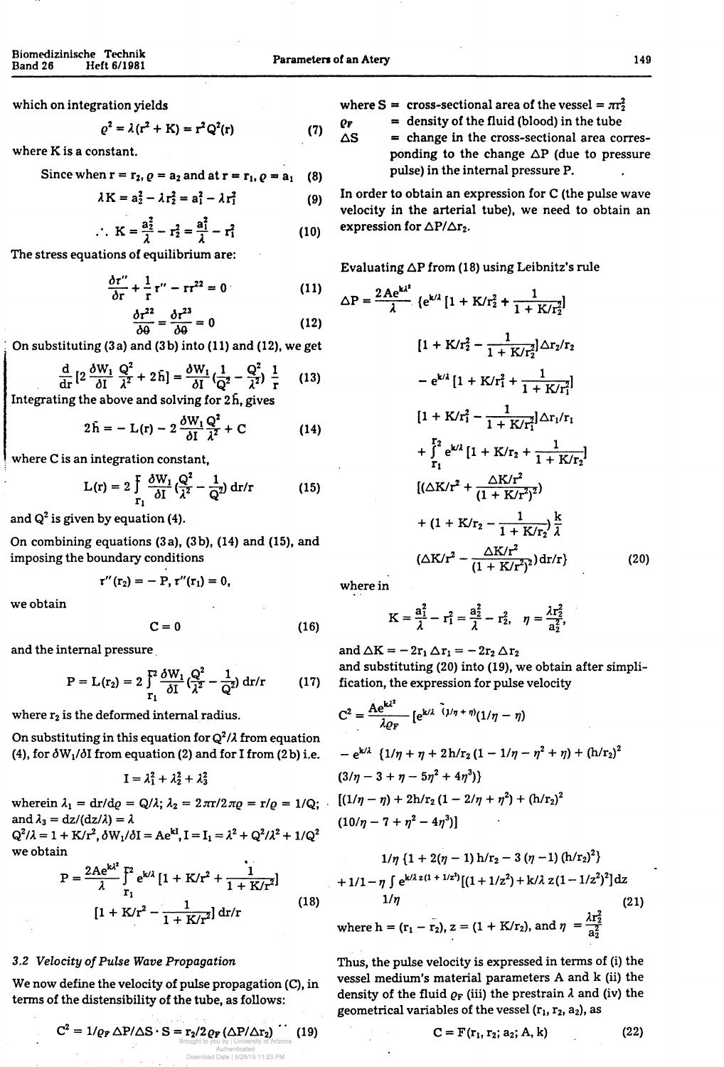which on integration yields

$$\varrho^2 = \lambda(r^2 + K) = r^2 Q^2(r) \tag{7}$$

where K is a constant.

Since when $r = r_2$, $\varrho = a_2$ and at $r = r_1$, $\varrho = a_1$ (8)

$$\lambda K = a_2^2 - \lambda r_2^2 = a_1^2 - \lambda r_1^2 \tag{9}$$

$$\therefore K = \frac{a_2^2}{\lambda} - r_2^2 = \frac{a_1^2}{\lambda} - r_1^2 \tag{10}$$

The stress equations of equilibrium are:

$$\frac{\delta \tau''}{\delta r} + \frac{1}{r}\tau'' - r\tau^{22} = 0 \tag{11}$$

$$\frac{\delta \tau^{22}}{\delta \theta} = \frac{\delta \tau^{23}}{\delta \theta} = 0 \tag{12}$$

On substituting (3a) and (3b) into (11) and (12), we get

$$\frac{d}{dr}\left[2\frac{\delta W_1}{\delta I}\frac{Q^2}{\lambda^2} + 2\bar{h}\right] = \frac{\delta W_1}{\delta I}\left(\frac{1}{Q^2} - \frac{Q^2}{\lambda^2}\right)\frac{1}{r} \tag{13}$$

Integrating the above and solving for $2\bar{h}$, gives

$$2\bar{h} = -L(r) - 2\frac{\delta W_1}{\delta I}\frac{Q^2}{\lambda^2} + C \tag{14}$$

where C is an integration constant,

$$L(r) = 2\int_{r_1} \frac{\delta W_1}{\delta I}\left(\frac{Q^2}{\lambda^2} - \frac{1}{Q^2}\right) dr/r \tag{15}$$

and $Q^2$ is given by equation (4).

On combining equations (3a), (3b), (14) and (15), and imposing the boundary conditions

$$\tau''(r_2) = -P, \ \tau''(r_1) = 0,$$

we obtain

$$C = 0 \tag{16}$$

and the internal pressure

$$P = L(r_2) = 2\int_{r_1}^{r_2} \frac{\delta W_1}{\delta I}\left(\frac{Q^2}{\lambda^2} - \frac{1}{Q^2}\right) dr/r \tag{17}$$

where $r_2$ is the deformed internal radius.

On substituting in this equation for $Q^2/\lambda$ from equation (4), for $\delta W_1/\delta I$ from equation (2) and for I from (2b) i.e.

$$I = \lambda_1^2 + \lambda_2^2 + \lambda_3^2$$

wherein $\lambda_1 = dr/d\varrho = Q/\lambda$; $\lambda_2 = 2\pi r/2\pi\varrho = r/\varrho = 1/Q$; and $\lambda_3 = dz/(dz/\lambda) = \lambda$

$Q^2/\lambda = 1 + K/r^2$, $\delta W_1/\delta I = Ae^{kI}$, $I = I_1 = \lambda^2 + Q^2/\lambda^2 + 1/Q^2$

we obtain

$$P = \frac{2Ae^{k\lambda^2}}{\lambda}\int_{r_1}^{r_2} e^{k/\lambda}\left[1 + K/r^2 + \frac{1}{1 + K/r^2}\right]\left[1 + K/r^2 - \frac{1}{1 + K/r^2}\right] dr/r \tag{18}$$

### 3.2 Velocity of Pulse Wave Propagation

We now define the velocity of pulse propagation (C), in terms of the distensibility of the tube, as follows:

$$C^2 = 1/\varrho_F \, \Delta P/\Delta S \cdot S = r_2/2\varrho_F \, (\Delta P/\Delta r_2) \tag{19}$$

where S = cross-sectional area of the vessel = $\pi r_2^2$

$\varrho_F$ = density of the fluid (blood) in the tube

$\Delta S$ = change in the cross-sectional area corresponding to the change $\Delta P$ (due to pressure pulse) in the internal pressure P.

In order to obtain an expression for C (the pulse wave velocity in the arterial tube), we need to obtain an expression for $\Delta P/\Delta r_2$.

Evaluating $\Delta P$ from (18) using Leibnitz's rule

$$\begin{aligned}
\Delta P = \frac{2Ae^{k\lambda^2}}{\lambda}\Big\{ & e^{k/\lambda}\left[1 + K/r_2^2 + \frac{1}{1 + K/r_2^2}\right]\left[1 + K/r_2^2 - \frac{1}{1 + K/r_2^2}\right]\Delta r_2/r_2 \\
& - e^{k/\lambda}\left[1 + K/r_1^2 + \frac{1}{1 + K/r_1^2}\right]\left[1 + K/r_1^2 - \frac{1}{1 + K/r_1^2}\right]\Delta r_1/r_1 \\
& + \int_{r_1}^{r_2} e^{k/\lambda}\left[1 + K/r_2 + \frac{1}{1 + K/r_2}\right]\left[(\Delta K/r^2 + \frac{\Delta K/r^2}{(1 + K/r^2)^2})\right. \\
& + \left(1 + K/r_2 - \frac{1}{1 + K/r_2}\right)\frac{k}{\lambda} \\
& \left.\left(\Delta K/r^2 - \frac{\Delta K/r^2}{(1 + K/r^2)^2}\right) dr/r\right\}
\end{aligned} \tag{20}$$

where in

$$K = \frac{a_1^2}{\lambda} - r_1^2 = \frac{a_2^2}{\lambda} - r_2^2, \quad \eta = \frac{\lambda r_2^2}{a_2^2},$$

and $\Delta K = -2r_1\Delta r_1 = -2r_2\Delta r_2$ and substituting (20) into (19), we obtain after simplification, the expression for pulse velocity

$$\begin{aligned}
C^2 = \frac{Ae^{k\lambda^2}}{\lambda\varrho_F}\Big[ & e^{k/\lambda\,(1/\eta + \eta)}(1/\eta - \eta) \\
& - e^{k/\lambda}\{1/\eta + \eta + 2h/r_2(1 - 1/\eta - \eta^2 + \eta) + (h/r_2)^2 \\
& (3/\eta - 3 + \eta - 5\eta^2 + 4\eta^3)\} \\
& [(1/\eta - \eta) + 2h/r_2(1 - 2/\eta + \eta^2) + (h/r_2)^2 \\
& (10/\eta - 7 + \eta^2 - 4\eta^3)] \\
& 1/\eta\{1 + 2(\eta - 1)h/r_2 - 3(\eta - 1)(h/r_2)^2\} \\
& + 1/1 - \eta\int_{1/\eta} e^{k/\lambda\, z(1 + 1/z^2)}[(1 + 1/z^2) + k/\lambda\, z(1 - 1/z^2)^2]dz
\end{aligned} \tag{21}$$

where $h = (r_1 - r_2)$, $z = (1 + K/r_2)$, and $\eta = \frac{\lambda r_2^2}{a_2^2}$

Thus, the pulse velocity is expressed in terms of (i) the vessel medium's material parameters A and k (ii) the density of the fluid $\varrho_F$ (iii) the prestrain $\lambda$ and (iv) the geometrical variables of the vessel ($r_1$, $r_2$, $a_2$), as

$$C = F(r_1, r_2; a_2; A, k) \tag{22}$$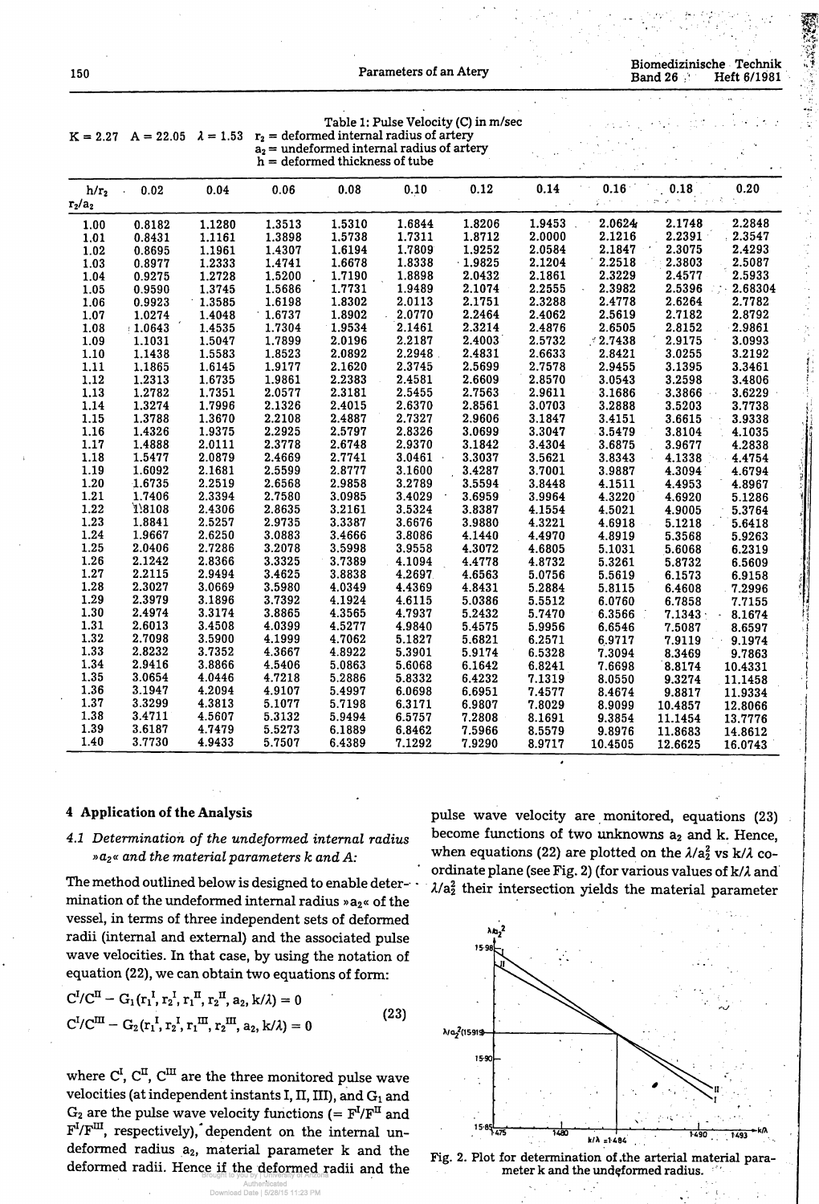Table 1: Pulse Velocity (C) in m/sec

$K = 2.27$  $A = 22.05$  $\lambda = 1.53$  $r_2$ = deformed internal radius of artery
$a_2$ = undeformed internal radius of artery
$h$ = deformed thickness of tube

| $h/r_2$ <br> $r_2/a_2$ | 0.02 | 0.04 | 0.06 | 0.08 | 0.10 | 0.12 | 0.14 | 0.16 | 0.18 | 0.20 |
|---|---|---|---|---|---|---|---|---|---|---|
| 1.00 | 0.8182 | 1.1280 | 1.3513 | 1.5310 | 1.6844 | 1.8206 | 1.9453 | 2.0624 | 2.1748 | 2.2848 |
| 1.01 | 0.8431 | 1.1161 | 1.3898 | 1.5738 | 1.7311 | 1.8712 | 2.0000 | 2.1216 | 2.2391 | 2.3547 |
| 1.02 | 0.8695 | 1.1961 | 1.4307 | 1.6194 | 1.7809 | 1.9252 | 2.0584 | 2.1847 | 2.3075 | 2.4293 |
| 1.03 | 0.8977 | 1.2333 | 1.4741 | 1.6678 | 1.8338 | 1.9825 | 2.1204 | 2.2518 | 2.3803 | 2.5087 |
| 1.04 | 0.9275 | 1.2728 | 1.5200 | 1.7190 | 1.8898 | 2.0432 | 2.1861 | 2.3229 | 2.4577 | 2.5933 |
| 1.05 | 0.9590 | 1.3745 | 1.5686 | 1.7731 | 1.9489 | 2.1074 | 2.2555 | 2.3982 | 2.5396 | 2.68304 |
| 1.06 | 0.9923 | 1.3585 | 1.6198 | 1.8302 | 2.0113 | 2.1751 | 2.3288 | 2.4778 | 2.6264 | 2.7782 |
| 1.07 | 1.0274 | 1.4048 | 1.6737 | 1.8902 | 2.0770 | 2.2464 | 2.4062 | 2.5619 | 2.7182 | 2.8792 |
| 1.08 | 1.0643 | 1.4535 | 1.7304 | 1.9534 | 2.1461 | 2.3214 | 2.4876 | 2.6505 | 2.8152 | 2.9861 |
| 1.09 | 1.1031 | 1.5047 | 1.7899 | 2.0196 | 2.2187 | 2.4003 | 2.5732 | 2.7438 | 2.9175 | 3.0993 |
| 1.10 | 1.1438 | 1.5583 | 1.8523 | 2.0892 | 2.2948 | 2.4831 | 2.6633 | 2.8421 | 3.0255 | 3.2192 |
| 1.11 | 1.1865 | 1.6145 | 1.9177 | 2.1620 | 2.3745 | 2.5699 | 2.7578 | 2.9455 | 3.1395 | 3.3461 |
| 1.12 | 1.2313 | 1.6735 | 1.9861 | 2.2383 | 2.4581 | 2.6609 | 2.8570 | 3.0543 | 3.2598 | 3.4806 |
| 1.13 | 1.2782 | 1.7351 | 2.0577 | 2.3181 | 2.5455 | 2.7563 | 2.9611 | 3.1686 | 3.3866 | 3.6229 |
| 1.14 | 1.3274 | 1.7996 | 2.1326 | 2.4015 | 2.6370 | 2.8561 | 3.0703 | 3.2888 | 3.5203 | 3.7738 |
| 1.15 | 1.3788 | 1.3670 | 2.2108 | 2.4887 | 2.7327 | 2.9606 | 3.1847 | 3.4151 | 3.6615 | 3.9338 |
| 1.16 | 1.4326 | 1.9375 | 2.2925 | 2.5797 | 2.8326 | 3.0699 | 3.3047 | 3.5479 | 3.8104 | 4.1035 |
| 1.17 | 1.4888 | 2.0111 | 2.3778 | 2.6748 | 2.9370 | 3.1842 | 3.4304 | 3.6875 | 3.9677 | 4.2838 |
| 1.18 | 1.5477 | 2.0879 | 2.4669 | 2.7741 | 3.0461 | 3.3037 | 3.5621 | 3.8343 | 4.1338 | 4.4754 |
| 1.19 | 1.6092 | 2.1681 | 2.5599 | 2.8777 | 3.1600 | 3.4287 | 3.7001 | 3.9887 | 4.3094 | 4.6794 |
| 1.20 | 1.6735 | 2.2519 | 2.6568 | 2.9858 | 3.2789 | 3.5594 | 3.8448 | 4.1511 | 4.4953 | 4.8967 |
| 1.21 | 1.7406 | 2.3394 | 2.7580 | 3.0985 | 3.4029 | 3.6959 | 3.9964 | 4.3220 | 4.6920 | 5.1286 |
| 1.22 | 1.8108 | 2.4306 | 2.8635 | 3.2161 | 3.5324 | 3.8387 | 4.1554 | 4.5021 | 4.9005 | 5.3764 |
| 1.23 | 1.8841 | 2.5257 | 2.9735 | 3.3387 | 3.6676 | 3.9880 | 4.3221 | 4.6918 | 5.1218 | 5.6418 |
| 1.24 | 1.9667 | 2.6250 | 3.0883 | 3.4666 | 3.8086 | 4.1440 | 4.4970 | 4.8919 | 5.3568 | 5.9263 |
| 1.25 | 2.0406 | 2.7286 | 3.2078 | 3.5998 | 3.9558 | 4.3072 | 4.6805 | 5.1031 | 5.6068 | 6.2319 |
| 1.26 | 2.1242 | 2.8366 | 3.3325 | 3.7389 | 4.1094 | 4.4778 | 4.8732 | 5.3261 | 5.8732 | 6.5609 |
| 1.27 | 2.2115 | 2.9494 | 3.4625 | 3.8838 | 4.2697 | 4.6563 | 5.0756 | 5.5619 | 6.1573 | 6.9158 |
| 1.28 | 2.3027 | 3.0669 | 3.5980 | 4.0349 | 4.4369 | 4.8431 | 5.2884 | 5.8115 | 6.4608 | 7.2996 |
| 1.29 | 2.3979 | 3.1896 | 3.7392 | 4.1924 | 4.6115 | 5.0386 | 5.5512 | 6.0760 | 6.7858 | 7.7155 |
| 1.30 | 2.4974 | 3.3174 | 3.8865 | 4.3565 | 4.7937 | 5.2432 | 5.7470 | 6.3566 | 7.1343 | 8.1674 |
| 1.31 | 2.6013 | 3.4508 | 4.0399 | 4.5277 | 4.9840 | 5.4575 | 5.9956 | 6.6546 | 7.5087 | 8.6597 |
| 1.32 | 2.7098 | 3.5900 | 4.1999 | 4.7062 | 5.1827 | 5.6821 | 6.2571 | 6.9717 | 7.9119 | 9.1974 |
| 1.33 | 2.8232 | 3.7352 | 4.3667 | 4.8922 | 5.3901 | 5.9174 | 6.5328 | 7.3094 | 8.3469 | 9.7863 |
| 1.34 | 2.9416 | 3.8866 | 4.5406 | 5.0863 | 5.6068 | 6.1642 | 6.8241 | 7.6698 | 8.8174 | 10.4331 |
| 1.35 | 3.0654 | 4.0446 | 4.7218 | 5.2886 | 5.8332 | 6.4232 | 7.1319 | 8.0550 | 9.3274 | 11.1458 |
| 1.36 | 3.1947 | 4.2094 | 4.9107 | 5.4997 | 6.0698 | 6.6951 | 7.4577 | 8.4674 | 9.8817 | 11.9334 |
| 1.37 | 3.3299 | 4.3813 | 5.1077 | 5.7198 | 6.3171 | 6.9807 | 7.8029 | 8.9099 | 10.4857 | 12.8066 |
| 1.38 | 3.4711 | 4.5607 | 5.3132 | 5.9494 | 6.5757 | 7.2808 | 8.1691 | 9.3854 | 11.1454 | 13.7776 |
| 1.39 | 3.6187 | 4.7479 | 5.5273 | 6.1889 | 6.8462 | 7.5966 | 8.5579 | 9.8976 | 11.8683 | 14.8612 |
| 1.40 | 3.7730 | 4.9433 | 5.7507 | 6.4389 | 7.1292 | 7.9290 | 8.9717 | 10.4505 | 12.6625 | 16.0743 |

## 4 Application of the Analysis

### 4.1 Determination of the undeformed internal radius »$a_2$« and the material parameters k and A:

The method outlined below is designed to enable determination of the undeformed internal radius »$a_2$« of the vessel, in terms of three independent sets of deformed radii (internal and external) and the associated pulse wave velocities. In that case, by using the notation of equation (22), we can obtain two equations of form:

$$C^I/C^{II} - G_1(r_1^I, r_2^I, r_1^{II}, r_2^{II}, a_2, k/\lambda) = 0$$
$$C^I/C^{III} - G_2(r_1^I, r_2^I, r_1^{III}, r_2^{III}, a_2, k/\lambda) = 0 \tag{23}$$

where $C^I$, $C^{II}$, $C^{III}$ are the three monitored pulse wave velocities (at independent instants I, II, III), and $G_1$ and $G_2$ are the pulse wave velocity functions (= $F^I/F^{II}$ and $F^I/F^{III}$, respectively), dependent on the internal undeformed radius $a_2$, material parameter k and the deformed radii. Hence if the deformed radii and the pulse wave velocity are monitored, equations (23) become functions of two unknowns $a_2$ and k. Hence, when equations (22) are plotted on the $\lambda/a_2^2$ vs $k/\lambda$ coordinate plane (see Fig. 2) (for various values of $k/\lambda$ and $\lambda/a_2^2$ their intersection yields the material parameter

Fig. 2. Plot for determination of the arterial material parameter k and the undeformed radius.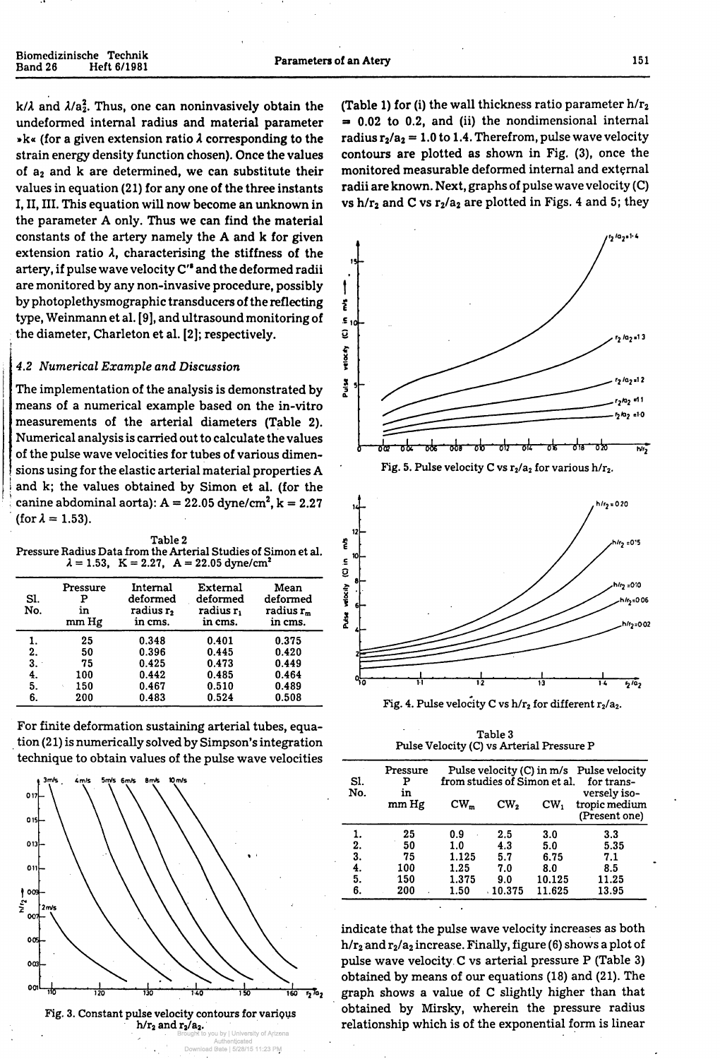$k/\lambda$ and $\lambda/a_2^2$. Thus, one can noninvasively obtain the undeformed internal radius and material parameter »k« (for a given extension ratio $\lambda$ corresponding to the strain energy density function chosen). Once the values of $a_2$ and k are determined, we can substitute their values in equation (21) for any one of the three instants I, II, III. This equation will now become an unknown in the parameter A only. Thus we can find the material constants of the artery namely the A and k for given extension ratio $\lambda$, characterising the stiffness of the artery, if pulse wave velocity $C''$ and the deformed radii are monitored by any non-invasive procedure, possibly by photoplethysmographic transducers of the reflecting type, Weinmann et al. [9], and ultrasound monitoring of the diameter, Charleton et al. [2]; respectively.

### 4.2 Numerical Example and Discussion

The implementation of the analysis is demonstrated by means of a numerical example based on the in-vitro measurements of the arterial diameters (Table 2). Numerical analysis is carried out to calculate the values of the pulse wave velocities for tubes of various dimensions using for the elastic arterial material properties A and k; the values obtained by Simon et al. (for the canine abdominal aorta): $A = 22.05$ dyne/cm², $k = 2.27$ (for $\lambda = 1.53$).

Table 2
Pressure Radius Data from the Arterial Studies of Simon et al.
$\lambda = 1.53$, $K = 2.27$, $A = 22.05$ dyne/cm²

| Sl. No. | Pressure P in mm Hg | Internal deformed radius $r_2$ in cms. | External deformed radius $r_1$ in cms. | Mean deformed radius $r_m$ in cms. |
|---|---|---|---|---|
| 1. | 25 | 0.348 | 0.401 | 0.375 |
| 2. | 50 | 0.396 | 0.445 | 0.420 |
| 3. | 75 | 0.425 | 0.473 | 0.449 |
| 4. | 100 | 0.442 | 0.485 | 0.464 |
| 5. | 150 | 0.467 | 0.510 | 0.489 |
| 6. | 200 | 0.483 | 0.524 | 0.508 |

For finite deformation sustaining arterial tubes, equation (21) is numerically solved by Simpson's integration technique to obtain values of the pulse wave velocities (Table 1) for (i) the wall thickness ratio parameter $h/r_2$ = 0.02 to 0.2, and (ii) the nondimensional internal radius $r_2/a_2 = 1.0$ to 1.4. Therefrom, pulse wave velocity contours are plotted as shown in Fig. (3), once the monitored measurable deformed internal and external radii are known. Next, graphs of pulse wave velocity (C) vs $h/r_2$ and C vs $r_2/a_2$ are plotted in Figs. 4 and 5; they indicate that the pulse wave velocity increases as both $h/r_2$ and $r_2/a_2$ increase. Finally, figure (6) shows a plot of pulse wave velocity C vs arterial pressure P (Table 3) obtained by means of our equations (18) and (21). The graph shows a value of C slightly higher than that obtained by Mirsky, wherein the pressure radius relationship which is of the exponential form is linear

Fig. 3. Constant pulse velocity contours for various $h/r_2$ and $r_2/a_2$.

Fig. 5. Pulse velocity C vs $r_2/a_2$ for various $h/r_2$.

Fig. 4. Pulse velocity C vs $h/r_2$ for different $r_2/a_2$.

Table 3
Pulse Velocity (C) vs Arterial Pressure P

| Sl. No. | Pressure P in mm Hg | Pulse velocity (C) in m/s from studies of Simon et al. $CW_m$ | $CW_2$ | $CW_1$ | Pulse velocity for transversely isotropic medium (Present one) |
|---|---|---|---|---|---|
| 1. | 25 | 0.9 | 2.5 | 3.0 | 3.3 |
| 2. | 50 | 1.0 | 4.3 | 5.0 | 5.35 |
| 3. | 75 | 1.125 | 5.7 | 6.75 | 7.1 |
| 4. | 100 | 1.25 | 7.0 | 8.0 | 8.5 |
| 5. | 150 | 1.375 | 9.0 | 10.125 | 11.25 |
| 6. | 200 | 1.50 | 10.375 | 11.625 | 13.95 |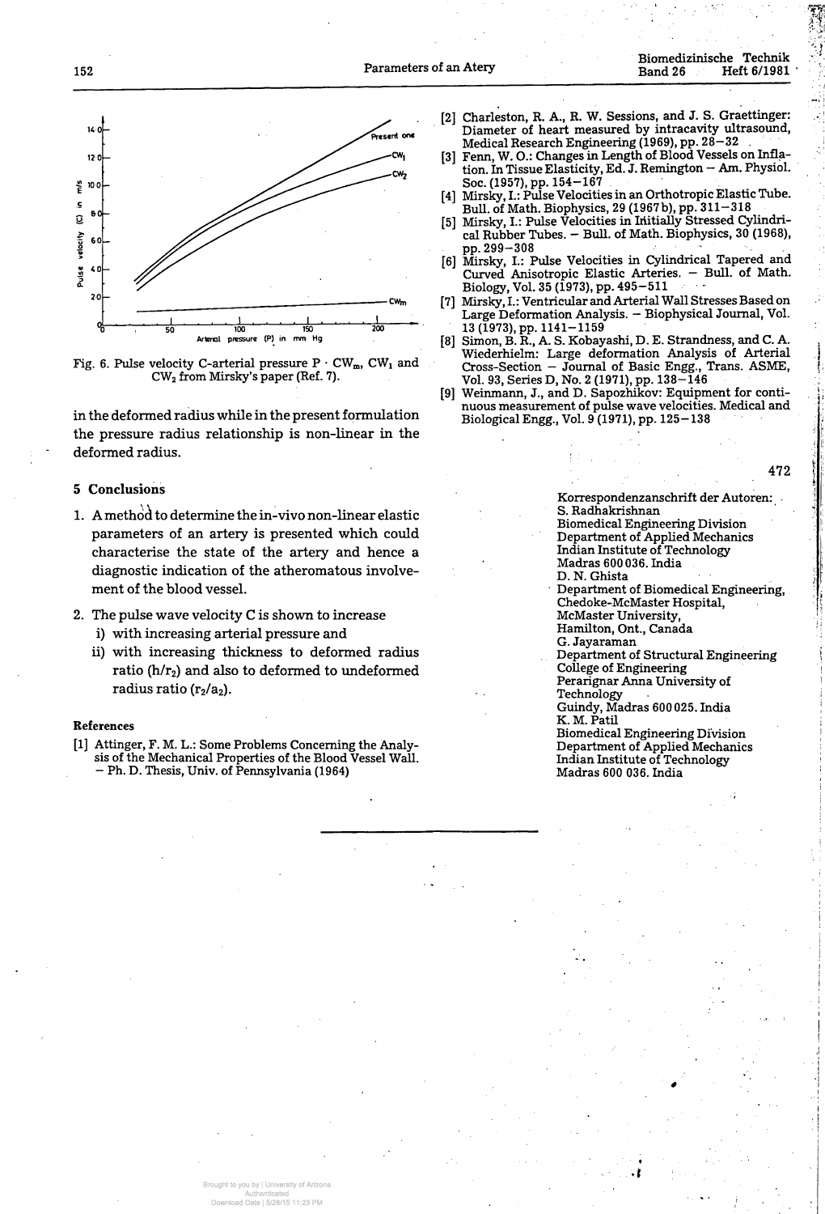14.0

12.0

10.0

8.0

6.0

4.0

2.0

0

Pulse velocity (C) in m/s

0 50 100 150 200

Arterial pressure (P) in mm Hg

Present one

$CW_1$

$CW_2$

$CW_m$

Fig. 6. Pulse velocity C-arterial pressure P · $CW_m$, $CW_1$ and $CW_2$ from Mirsky's paper (Ref. 7).

in the deformed radius while in the present formulation the pressure radius relationship is non-linear in the deformed radius.

## 5 Conclusions

1. A method to determine the in-vivo non-linear elastic parameters of an artery is presented which could characterise the state of the artery and hence a diagnostic indication of the atheromatous involvement of the blood vessel.
2. The pulse wave velocity C is shown to increase
   i) with increasing arterial pressure and
   ii) with increasing thickness to deformed radius ratio ($h/r_2$) and also to deformed to undeformed radius ratio ($r_2/a_2$).

### References

[1] Attinger, F. M. L.: Some Problems Concerning the Analysis of the Mechanical Properties of the Blood Vessel Wall. – Ph. D. Thesis, Univ. of Pennsylvania (1964)

[2] Charleston, R. A., R. W. Sessions, and J. S. Graettinger: Diameter of heart measured by intracavity ultrasound, Medical Research Engineering (1969), pp. 28–32

[3] Fenn, W. O.: Changes in Length of Blood Vessels on Inflation. In Tissue Elasticity, Ed. J. Remington – Am. Physiol. Soc. (1957), pp. 154–167

[4] Mirsky, I.: Pulse Velocities in an Orthotropic Elastic Tube. Bull. of Math. Biophysics, 29 (1967b), pp. 311–318

[5] Mirsky, I.: Pulse Velocities in Initially Stressed Cylindrical Rubber Tubes. – Bull. of Math. Biophysics, 30 (1968), pp. 299–308

[6] Mirsky, I.: Pulse Velocities in Cylindrical Tapered and Curved Anisotropic Elastic Arteries. – Bull. of Math. Biology, Vol. 35 (1973), pp. 495–511

[7] Mirsky, I.: Ventricular and Arterial Wall Stresses Based on Large Deformation Analysis. – Biophysical Journal, Vol. 13 (1973), pp. 1141–1159

[8] Simon, B. R., A. S. Kobayashi, D. E. Strandness, and C. A. Wiederhielm: Large deformation Analysis of Arterial Cross-Section – Journal of Basic Engg., Trans. ASME, Vol. 93, Series D, No. 2 (1971), pp. 138–146

[9] Weinmann, J., and D. Sapozhikov: Equipment for continuous measurement of pulse wave velocities. Medical and Biological Engg., Vol. 9 (1971), pp. 125–138

472

Korrespondenzanschrift der Autoren:
S. Radhakrishnan
Biomedical Engineering Division
Department of Applied Mechanics
Indian Institute of Technology
Madras 600036. India
D. N. Ghista
Department of Biomedical Engineering,
Chedoke-McMaster Hospital,
McMaster University,
Hamilton, Ont., Canada
G. Jayaraman
Department of Structural Engineering
College of Engineering
Perarignar Anna University of Technology
Guindy, Madras 600025. India
K. M. Patil
Biomedical Engineering Division
Department of Applied Mechanics
Indian Institute of Technology
Madras 600 036. India